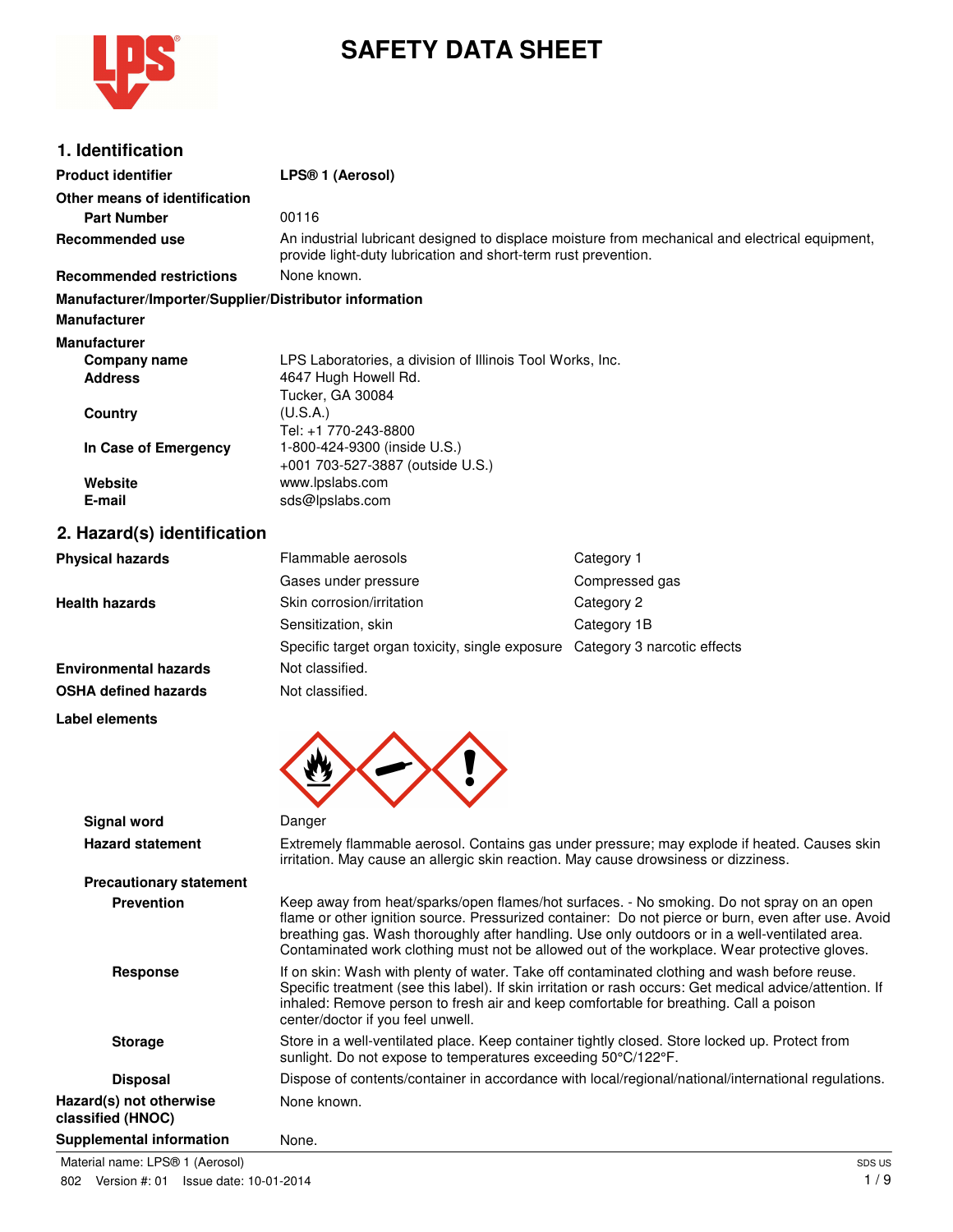# SAFETY DATA SHEET

## 1. Identification

| | |
|---|---|
| **Product identifier** | **LPS® 1 (Aerosol)** |
| **Other means of identification** | |
| **Part Number** | 00116 |
| **Recommended use** | An industrial lubricant designed to displace moisture from mechanical and electrical equipment, provide light-duty lubrication and short-term rust prevention. |
| **Recommended restrictions** | None known. |

**Manufacturer/Importer/Supplier/Distributor information**

**Manufacturer**

**Manufacturer**

| | |
|---|---|
| **Company name** | LPS Laboratories, a division of Illinois Tool Works, Inc. |
| **Address** | 4647 Hugh Howell Rd.<br>Tucker, GA 30084 |
| **Country** | (U.S.A.)<br>Tel: +1 770-243-8800 |
| **In Case of Emergency** | 1-800-424-9300 (inside U.S.)<br>+001 703-527-3887 (outside U.S.) |
| **Website** | www.lpslabs.com |
| **E-mail** | sds@lpslabs.com |

## 2. Hazard(s) identification

| | | |
|---|---|---|
| **Physical hazards** | Flammable aerosols | Category 1 |
| | Gases under pressure | Compressed gas |
| **Health hazards** | Skin corrosion/irritation | Category 2 |
| | Sensitization, skin | Category 1B |
| | Specific target organ toxicity, single exposure | Category 3 narcotic effects |
| **Environmental hazards** | Not classified. | |
| **OSHA defined hazards** | Not classified. | |

**Label elements**

| | |
|---|---|
| **Signal word** | Danger |
| **Hazard statement** | Extremely flammable aerosol. Contains gas under pressure; may explode if heated. Causes skin irritation. May cause an allergic skin reaction. May cause drowsiness or dizziness. |

**Precautionary statement**

| | |
|---|---|
| **Prevention** | Keep away from heat/sparks/open flames/hot surfaces. - No smoking. Do not spray on an open flame or other ignition source. Pressurized container: Do not pierce or burn, even after use. Avoid breathing gas. Wash thoroughly after handling. Use only outdoors or in a well-ventilated area. Contaminated work clothing must not be allowed out of the workplace. Wear protective gloves. |
| **Response** | If on skin: Wash with plenty of water. Take off contaminated clothing and wash before reuse. Specific treatment (see this label). If skin irritation or rash occurs: Get medical advice/attention. If inhaled: Remove person to fresh air and keep comfortable for breathing. Call a poison center/doctor if you feel unwell. |
| **Storage** | Store in a well-ventilated place. Keep container tightly closed. Store locked up. Protect from sunlight. Do not expose to temperatures exceeding 50°C/122°F. |
| **Disposal** | Dispose of contents/container in accordance with local/regional/national/international regulations. |
| **Hazard(s) not otherwise classified (HNOC)** | None known. |
| **Supplemental information** | None. |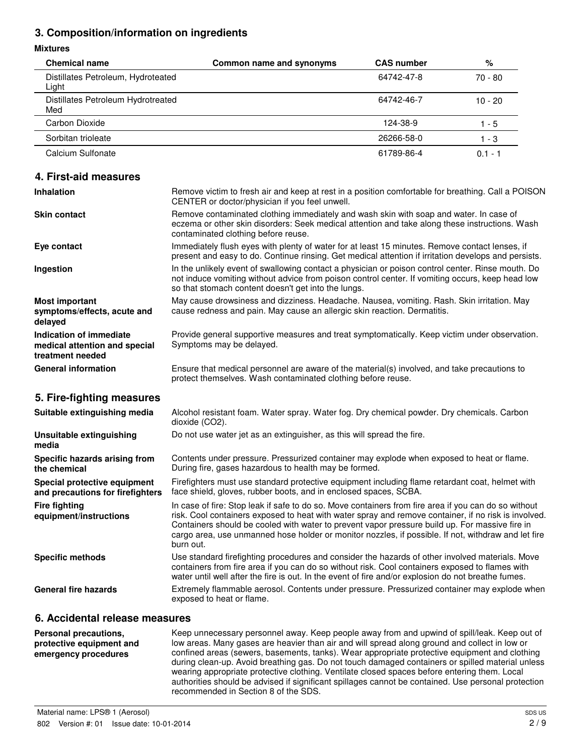## 3. Composition/information on ingredients

**Mixtures**

| Chemical name | Common name and synonyms | CAS number | % |
|---|---|---|---|
| Distillates Petroleum, Hydroteated Light | | 64742-47-8 | 70 - 80 |
| Distillates Petroleum Hydrotreated Med | | 64742-46-7 | 10 - 20 |
| Carbon Dioxide | | 124-38-9 | 1 - 5 |
| Sorbitan trioleate | | 26266-58-0 | 1 - 3 |
| Calcium Sulfonate | | 61789-86-4 | 0.1 - 1 |

## 4. First-aid measures

**Inhalation**
Remove victim to fresh air and keep at rest in a position comfortable for breathing. Call a POISON CENTER or doctor/physician if you feel unwell.

**Skin contact**
Remove contaminated clothing immediately and wash skin with soap and water. In case of eczema or other skin disorders: Seek medical attention and take along these instructions. Wash contaminated clothing before reuse.

**Eye contact**
Immediately flush eyes with plenty of water for at least 15 minutes. Remove contact lenses, if present and easy to do. Continue rinsing. Get medical attention if irritation develops and persists.

**Ingestion**
In the unlikely event of swallowing contact a physician or poison control center. Rinse mouth. Do not induce vomiting without advice from poison control center. If vomiting occurs, keep head low so that stomach content doesn't get into the lungs.

**Most important symptoms/effects, acute and delayed**
May cause drowsiness and dizziness. Headache. Nausea, vomiting. Rash. Skin irritation. May cause redness and pain. May cause an allergic skin reaction. Dermatitis.

**Indication of immediate medical attention and special treatment needed**
Provide general supportive measures and treat symptomatically. Keep victim under observation. Symptoms may be delayed.

**General information**
Ensure that medical personnel are aware of the material(s) involved, and take precautions to protect themselves. Wash contaminated clothing before reuse.

## 5. Fire-fighting measures

**Suitable extinguishing media**
Alcohol resistant foam. Water spray. Water fog. Dry chemical powder. Dry chemicals. Carbon dioxide ($CO_2$).

**Unsuitable extinguishing media**
Do not use water jet as an extinguisher, as this will spread the fire.

**Specific hazards arising from the chemical**
Contents under pressure. Pressurized container may explode when exposed to heat or flame. During fire, gases hazardous to health may be formed.

**Special protective equipment and precautions for firefighters**
Firefighters must use standard protective equipment including flame retardant coat, helmet with face shield, gloves, rubber boots, and in enclosed spaces, SCBA.

**Fire fighting equipment/instructions**
In case of fire: Stop leak if safe to do so. Move containers from fire area if you can do so without risk. Cool containers exposed to heat with water spray and remove container, if no risk is involved. Containers should be cooled with water to prevent vapor pressure build up. For massive fire in cargo area, use unmanned hose holder or monitor nozzles, if possible. If not, withdraw and let fire burn out.

**Specific methods**
Use standard firefighting procedures and consider the hazards of other involved materials. Move containers from fire area if you can do so without risk. Cool containers exposed to flames with water until well after the fire is out. In the event of fire and/or explosion do not breathe fumes.

**General fire hazards**
Extremely flammable aerosol. Contents under pressure. Pressurized container may explode when exposed to heat or flame.

## 6. Accidental release measures

**Personal precautions, protective equipment and emergency procedures**
Keep unnecessary personnel away. Keep people away from and upwind of spill/leak. Keep out of low areas. Many gases are heavier than air and will spread along ground and collect in low or confined areas (sewers, basements, tanks). Wear appropriate protective equipment and clothing during clean-up. Avoid breathing gas. Do not touch damaged containers or spilled material unless wearing appropriate protective clothing. Ventilate closed spaces before entering them. Local authorities should be advised if significant spillages cannot be contained. Use personal protection recommended in Section 8 of the SDS.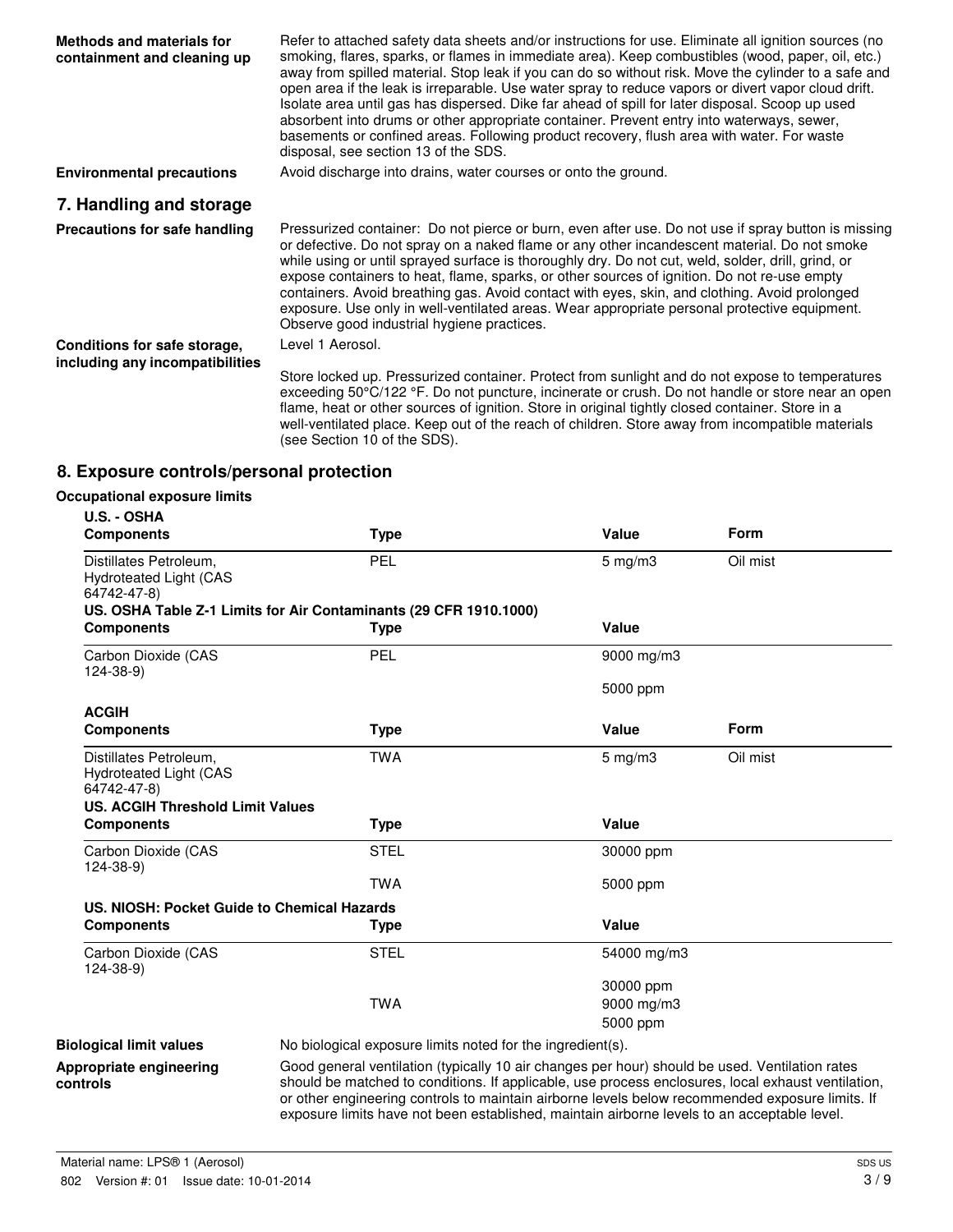**Methods and materials for containment and cleaning up**

Refer to attached safety data sheets and/or instructions for use. Eliminate all ignition sources (no smoking, flares, sparks, or flames in immediate area). Keep combustibles (wood, paper, oil, etc.) away from spilled material. Stop leak if you can do so without risk. Move the cylinder to a safe and open area if the leak is irreparable. Use water spray to reduce vapors or divert vapor cloud drift. Isolate area until gas has dispersed. Dike far ahead of spill for later disposal. Scoop up used absorbent into drums or other appropriate container. Prevent entry into waterways, sewer, basements or confined areas. Following product recovery, flush area with water. For waste disposal, see section 13 of the SDS.

**Environmental precautions**

Avoid discharge into drains, water courses or onto the ground.

## 7. Handling and storage

**Precautions for safe handling**

Pressurized container: Do not pierce or burn, even after use. Do not use if spray button is missing or defective. Do not spray on a naked flame or any other incandescent material. Do not smoke while using or until sprayed surface is thoroughly dry. Do not cut, weld, solder, drill, grind, or expose containers to heat, flame, sparks, or other sources of ignition. Do not re-use empty containers. Avoid breathing gas. Avoid contact with eyes, skin, and clothing. Avoid prolonged exposure. Use only in well-ventilated areas. Wear appropriate personal protective equipment. Observe good industrial hygiene practices.

**Conditions for safe storage, including any incompatibilities**

Level 1 Aerosol.

Store locked up. Pressurized container. Protect from sunlight and do not expose to temperatures exceeding 50°C/122 °F. Do not puncture, incinerate or crush. Do not handle or store near an open flame, heat or other sources of ignition. Store in original tightly closed container. Store in a well-ventilated place. Keep out of the reach of children. Store away from incompatible materials (see Section 10 of the SDS).

## 8. Exposure controls/personal protection

**Occupational exposure limits**

**U.S. - OSHA**

| Components | Type | Value | Form |
|---|---|---|---|
| Distillates Petroleum, Hydroteated Light (CAS 64742-47-8) | PEL | 5 mg/m3 | Oil mist |

**US. OSHA Table Z-1 Limits for Air Contaminants (29 CFR 1910.1000)**

| Components | Type | Value |
|---|---|---|
| Carbon Dioxide (CAS 124-38-9) | PEL | 9000 mg/m3 |
| | | 5000 ppm |

**ACGIH**

| Components | Type | Value | Form |
|---|---|---|---|
| Distillates Petroleum, Hydroteated Light (CAS 64742-47-8) | TWA | 5 mg/m3 | Oil mist |

**US. ACGIH Threshold Limit Values**

| Components | Type | Value |
|---|---|---|
| Carbon Dioxide (CAS 124-38-9) | STEL | 30000 ppm |
| | TWA | 5000 ppm |

**US. NIOSH: Pocket Guide to Chemical Hazards**

| Components | Type | Value |
|---|---|---|
| Carbon Dioxide (CAS 124-38-9) | STEL | 54000 mg/m3 |
| | | 30000 ppm |
| | TWA | 9000 mg/m3 |
| | | 5000 ppm |

**Biological limit values**

No biological exposure limits noted for the ingredient(s).

**Appropriate engineering controls**

Good general ventilation (typically 10 air changes per hour) should be used. Ventilation rates should be matched to conditions. If applicable, use process enclosures, local exhaust ventilation, or other engineering controls to maintain airborne levels below recommended exposure limits. If exposure limits have not been established, maintain airborne levels to an acceptable level.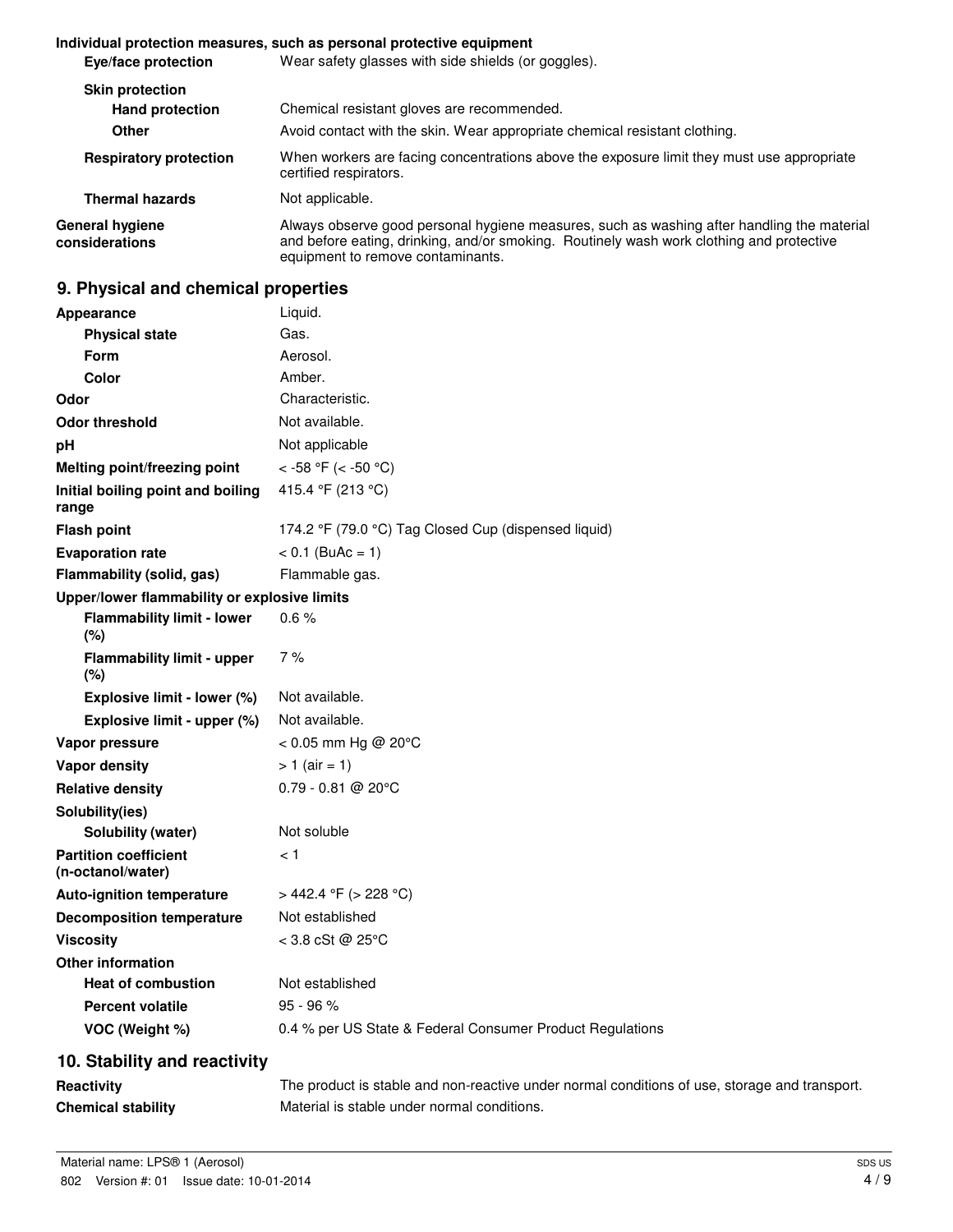**Individual protection measures, such as personal protective equipment**

| | |
|---|---|
| **Eye/face protection** | Wear safety glasses with side shields (or goggles). |
| **Skin protection** | |
| **Hand protection** | Chemical resistant gloves are recommended. |
| **Other** | Avoid contact with the skin. Wear appropriate chemical resistant clothing. |
| **Respiratory protection** | When workers are facing concentrations above the exposure limit they must use appropriate certified respirators. |
| **Thermal hazards** | Not applicable. |
| **General hygiene considerations** | Always observe good personal hygiene measures, such as washing after handling the material and before eating, drinking, and/or smoking. Routinely wash work clothing and protective equipment to remove contaminants. |

## 9. Physical and chemical properties

| | |
|---|---|
| **Appearance** | Liquid. |
| **Physical state** | Gas. |
| **Form** | Aerosol. |
| **Color** | Amber. |
| **Odor** | Characteristic. |
| **Odor threshold** | Not available. |
| **pH** | Not applicable |
| **Melting point/freezing point** | < -58 °F (< -50 °C) |
| **Initial boiling point and boiling range** | 415.4 °F (213 °C) |
| **Flash point** | 174.2 °F (79.0 °C) Tag Closed Cup (dispensed liquid) |
| **Evaporation rate** | < 0.1 (BuAc = 1) |
| **Flammability (solid, gas)** | Flammable gas. |
| **Upper/lower flammability or explosive limits** | |
| **Flammability limit - lower (%)** | 0.6 % |
| **Flammability limit - upper (%)** | 7 % |
| **Explosive limit - lower (%)** | Not available. |
| **Explosive limit - upper (%)** | Not available. |
| **Vapor pressure** | < 0.05 mm Hg @ 20°C |
| **Vapor density** | > 1 (air = 1) |
| **Relative density** | 0.79 - 0.81 @ 20°C |
| **Solubility(ies)** | |
| **Solubility (water)** | Not soluble |
| **Partition coefficient (n-octanol/water)** | < 1 |
| **Auto-ignition temperature** | > 442.4 °F (> 228 °C) |
| **Decomposition temperature** | Not established |
| **Viscosity** | < 3.8 cSt @ 25°C |
| **Other information** | |
| **Heat of combustion** | Not established |
| **Percent volatile** | 95 - 96 % |
| **VOC (Weight %)** | 0.4 % per US State & Federal Consumer Product Regulations |

## 10. Stability and reactivity

| | |
|---|---|
| **Reactivity** | The product is stable and non-reactive under normal conditions of use, storage and transport. |
| **Chemical stability** | Material is stable under normal conditions. |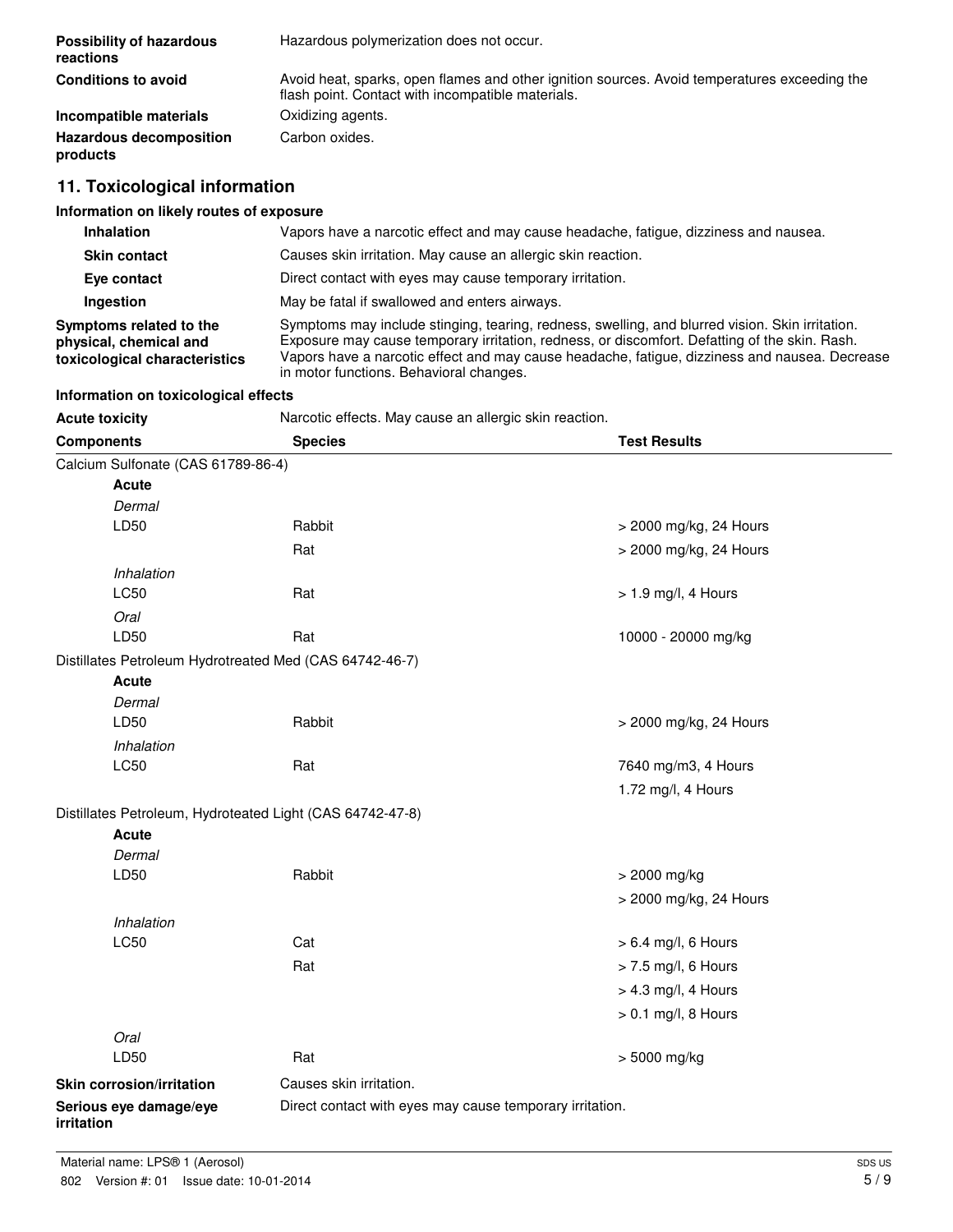| | |
|---|---|
| **Possibility of hazardous reactions** | Hazardous polymerization does not occur. |
| **Conditions to avoid** | Avoid heat, sparks, open flames and other ignition sources. Avoid temperatures exceeding the flash point. Contact with incompatible materials. |
| **Incompatible materials** | Oxidizing agents. |
| **Hazardous decomposition products** | Carbon oxides. |

## 11. Toxicological information

**Information on likely routes of exposure**

| | |
|---|---|
| **Inhalation** | Vapors have a narcotic effect and may cause headache, fatigue, dizziness and nausea. |
| **Skin contact** | Causes skin irritation. May cause an allergic skin reaction. |
| **Eye contact** | Direct contact with eyes may cause temporary irritation. |
| **Ingestion** | May be fatal if swallowed and enters airways. |
| **Symptoms related to the physical, chemical and toxicological characteristics** | Symptoms may include stinging, tearing, redness, swelling, and blurred vision. Skin irritation. Exposure may cause temporary irritation, redness, or discomfort. Defatting of the skin. Rash. Vapors have a narcotic effect and may cause headache, fatigue, dizziness and nausea. Decrease in motor functions. Behavioral changes. |

**Information on toxicological effects**

**Acute toxicity** Narcotic effects. May cause an allergic skin reaction.

| Components | Species | Test Results |
|---|---|---|
| Calcium Sulfonate (CAS 61789-86-4) | | |
| **Acute** | | |
| *Dermal* | | |
| LD50 | Rabbit | > 2000 mg/kg, 24 Hours |
| | Rat | > 2000 mg/kg, 24 Hours |
| *Inhalation* | | |
| LC50 | Rat | > 1.9 mg/l, 4 Hours |
| *Oral* | | |
| LD50 | Rat | 10000 - 20000 mg/kg |
| Distillates Petroleum Hydrotreated Med (CAS 64742-46-7) | | |
| **Acute** | | |
| *Dermal* | | |
| LD50 | Rabbit | > 2000 mg/kg, 24 Hours |
| *Inhalation* | | |
| LC50 | Rat | 7640 mg/m3, 4 Hours |
| | | 1.72 mg/l, 4 Hours |
| Distillates Petroleum, Hydroteated Light (CAS 64742-47-8) | | |
| **Acute** | | |
| *Dermal* | | |
| LD50 | Rabbit | > 2000 mg/kg |
| | | > 2000 mg/kg, 24 Hours |
| *Inhalation* | | |
| LC50 | Cat | > 6.4 mg/l, 6 Hours |
| | Rat | > 7.5 mg/l, 6 Hours |
| | | > 4.3 mg/l, 4 Hours |
| | | > 0.1 mg/l, 8 Hours |
| *Oral* | | |
| LD50 | Rat | > 5000 mg/kg |

| | |
|---|---|
| **Skin corrosion/irritation** | Causes skin irritation. |
| **Serious eye damage/eye irritation** | Direct contact with eyes may cause temporary irritation. |

Material name: LPS® 1 (Aerosol)

802 Version #: 01 Issue date: 10-01-2014

SDS US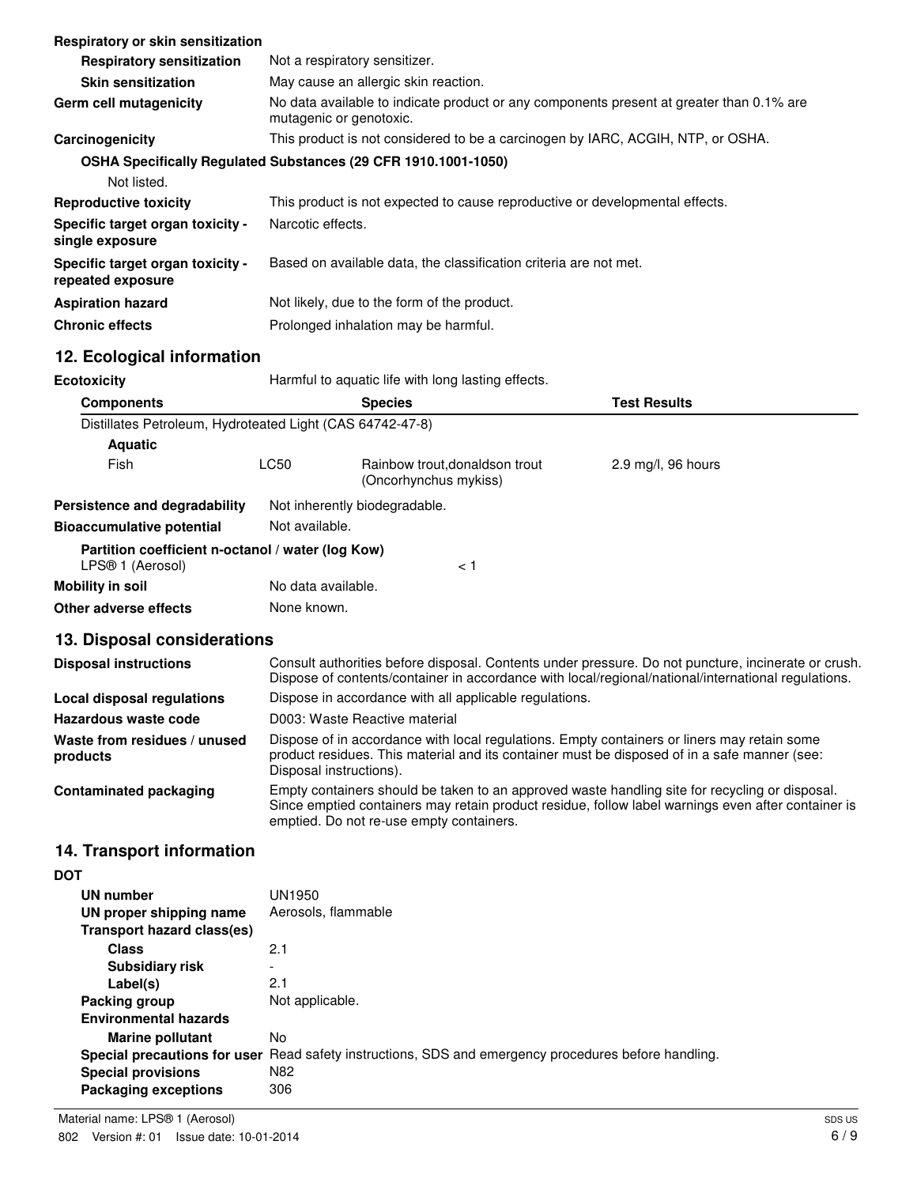**Respiratory or skin sensitization**

| | |
|---|---|
| **Respiratory sensitization** | Not a respiratory sensitizer. |
| **Skin sensitization** | May cause an allergic skin reaction. |
| **Germ cell mutagenicity** | No data available to indicate product or any components present at greater than 0.1% are mutagenic or genotoxic. |
| **Carcinogenicity** | This product is not considered to be a carcinogen by IARC, ACGIH, NTP, or OSHA. |

**OSHA Specifically Regulated Substances (29 CFR 1910.1001-1050)**

Not listed.

| | |
|---|---|
| **Reproductive toxicity** | This product is not expected to cause reproductive or developmental effects. |
| **Specific target organ toxicity - single exposure** | Narcotic effects. |
| **Specific target organ toxicity - repeated exposure** | Based on available data, the classification criteria are not met. |
| **Aspiration hazard** | Not likely, due to the form of the product. |
| **Chronic effects** | Prolonged inhalation may be harmful. |

## 12. Ecological information

**Ecotoxicity** Harmful to aquatic life with long lasting effects.

| Components | | Species | Test Results |
|---|---|---|---|
| Distillates Petroleum, Hydroteated Light (CAS 64742-47-8) | | | |
| **Aquatic** | | | |
| Fish | LC50 | Rainbow trout,donaldson trout (Oncorhynchus mykiss) | 2.9 mg/l, 96 hours |

| | |
|---|---|
| **Persistence and degradability** | Not inherently biodegradable. |
| **Bioaccumulative potential** | Not available. |

**Partition coefficient n-octanol / water (log Kow)**

| | |
|---|---|
| LPS® 1 (Aerosol) | < 1 |
| **Mobility in soil** | No data available. |
| **Other adverse effects** | None known. |

## 13. Disposal considerations

| | |
|---|---|
| **Disposal instructions** | Consult authorities before disposal. Contents under pressure. Do not puncture, incinerate or crush. Dispose of contents/container in accordance with local/regional/national/international regulations. |
| **Local disposal regulations** | Dispose in accordance with all applicable regulations. |
| **Hazardous waste code** | D003: Waste Reactive material |
| **Waste from residues / unused products** | Dispose of in accordance with local regulations. Empty containers or liners may retain some product residues. This material and its container must be disposed of in a safe manner (see: Disposal instructions). |
| **Contaminated packaging** | Empty containers should be taken to an approved waste handling site for recycling or disposal. Since emptied containers may retain product residue, follow label warnings even after container is emptied. Do not re-use empty containers. |

## 14. Transport information

**DOT**

| | |
|---|---|
| **UN number** | UN1950 |
| **UN proper shipping name** | Aerosols, flammable |
| **Transport hazard class(es)** | |
| **Class** | 2.1 |
| **Subsidiary risk** | - |
| **Label(s)** | 2.1 |
| **Packing group** | Not applicable. |
| **Environmental hazards** | |
| **Marine pollutant** | No |
| **Special precautions for user** | Read safety instructions, SDS and emergency procedures before handling. |
| **Special provisions** | N82 |
| **Packaging exceptions** | 306 |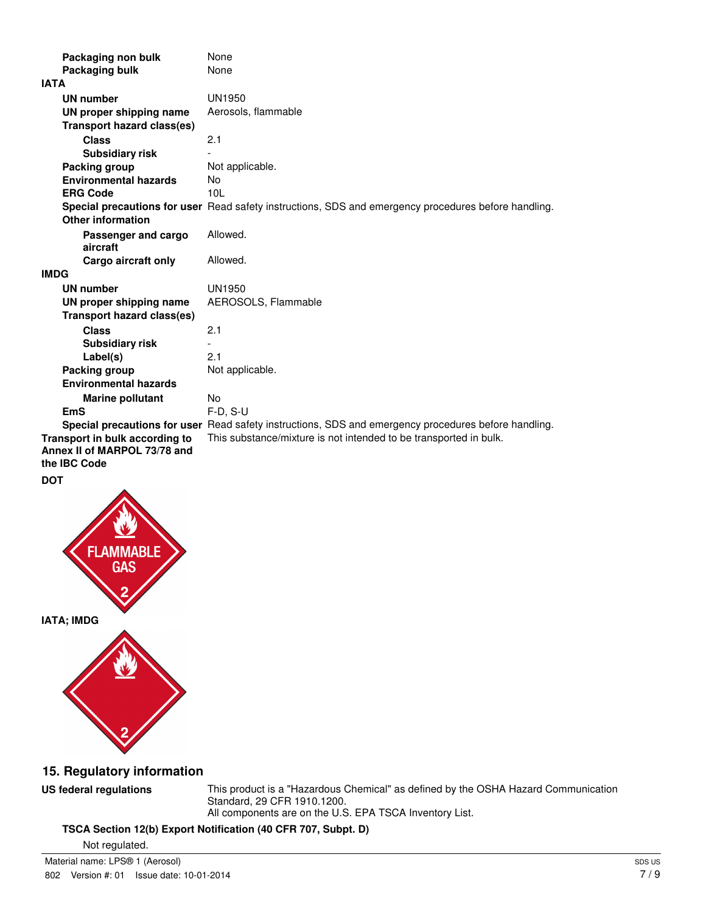| | |
|---|---|
| **Packaging non bulk** | None |
| **Packaging bulk** | None |

**IATA**

| | |
|---|---|
| **UN number** | UN1950 |
| **UN proper shipping name** | Aerosols, flammable |
| **Transport hazard class(es)** | |
| **Class** | 2.1 |
| **Subsidiary risk** | - |
| **Packing group** | Not applicable. |
| **Environmental hazards** | No |
| **ERG Code** | 10L |
| **Special precautions for user** | Read safety instructions, SDS and emergency procedures before handling. |
| **Other information** | |
| **Passenger and cargo aircraft** | Allowed. |
| **Cargo aircraft only** | Allowed. |

**IMDG**

| | |
|---|---|
| **UN number** | UN1950 |
| **UN proper shipping name** | AEROSOLS, Flammable |
| **Transport hazard class(es)** | |
| **Class** | 2.1 |
| **Subsidiary risk** | - |
| **Label(s)** | 2.1 |
| **Packing group** | Not applicable. |
| **Environmental hazards** | |
| **Marine pollutant** | No |
| **EmS** | F-D, S-U |
| **Special precautions for user** | Read safety instructions, SDS and emergency procedures before handling. |

| | |
|---|---|
| **Transport in bulk according to Annex II of MARPOL 73/78 and the IBC Code** | This substance/mixture is not intended to be transported in bulk. |

**DOT**

FLAMMABLE GAS 2

**IATA; IMDG**

2

## 15. Regulatory information

| | |
|---|---|
| **US federal regulations** | This product is a "Hazardous Chemical" as defined by the OSHA Hazard Communication Standard, 29 CFR 1910.1200.<br>All components are on the U.S. EPA TSCA Inventory List. |

**TSCA Section 12(b) Export Notification (40 CFR 707, Subpt. D)**

Not regulated.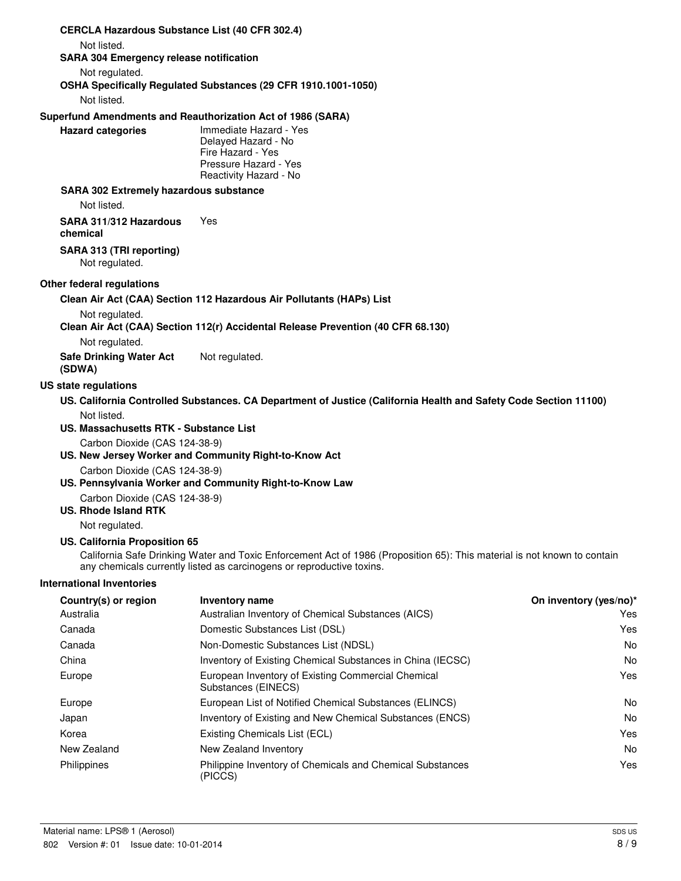**CERCLA Hazardous Substance List (40 CFR 302.4)**

Not listed.

**SARA 304 Emergency release notification**

Not regulated.

**OSHA Specifically Regulated Substances (29 CFR 1910.1001-1050)**

Not listed.

**Superfund Amendments and Reauthorization Act of 1986 (SARA)**

**Hazard categories**
Immediate Hazard - Yes
Delayed Hazard - No
Fire Hazard - Yes
Pressure Hazard - Yes
Reactivity Hazard - No

**SARA 302 Extremely hazardous substance**

Not listed.

**SARA 311/312 Hazardous chemical** Yes

**SARA 313 (TRI reporting)**

Not regulated.

**Other federal regulations**

**Clean Air Act (CAA) Section 112 Hazardous Air Pollutants (HAPs) List**

Not regulated.

**Clean Air Act (CAA) Section 112(r) Accidental Release Prevention (40 CFR 68.130)**

Not regulated.

**Safe Drinking Water Act (SDWA)** Not regulated.

**US state regulations**

**US. California Controlled Substances. CA Department of Justice (California Health and Safety Code Section 11100)**

Not listed.

**US. Massachusetts RTK - Substance List**

Carbon Dioxide (CAS 124-38-9)

**US. New Jersey Worker and Community Right-to-Know Act**

Carbon Dioxide (CAS 124-38-9)

**US. Pennsylvania Worker and Community Right-to-Know Law**

Carbon Dioxide (CAS 124-38-9)

**US. Rhode Island RTK**

Not regulated.

**US. California Proposition 65**

California Safe Drinking Water and Toxic Enforcement Act of 1986 (Proposition 65): This material is not known to contain any chemicals currently listed as carcinogens or reproductive toxins.

**International Inventories**

| Country(s) or region | Inventory name | On inventory (yes/no)* |
|---|---|---|
| Australia | Australian Inventory of Chemical Substances (AICS) | Yes |
| Canada | Domestic Substances List (DSL) | Yes |
| Canada | Non-Domestic Substances List (NDSL) | No |
| China | Inventory of Existing Chemical Substances in China (IECSC) | No |
| Europe | European Inventory of Existing Commercial Chemical Substances (EINECS) | Yes |
| Europe | European List of Notified Chemical Substances (ELINCS) | No |
| Japan | Inventory of Existing and New Chemical Substances (ENCS) | No |
| Korea | Existing Chemicals List (ECL) | Yes |
| New Zealand | New Zealand Inventory | No |
| Philippines | Philippine Inventory of Chemicals and Chemical Substances (PICCS) | Yes |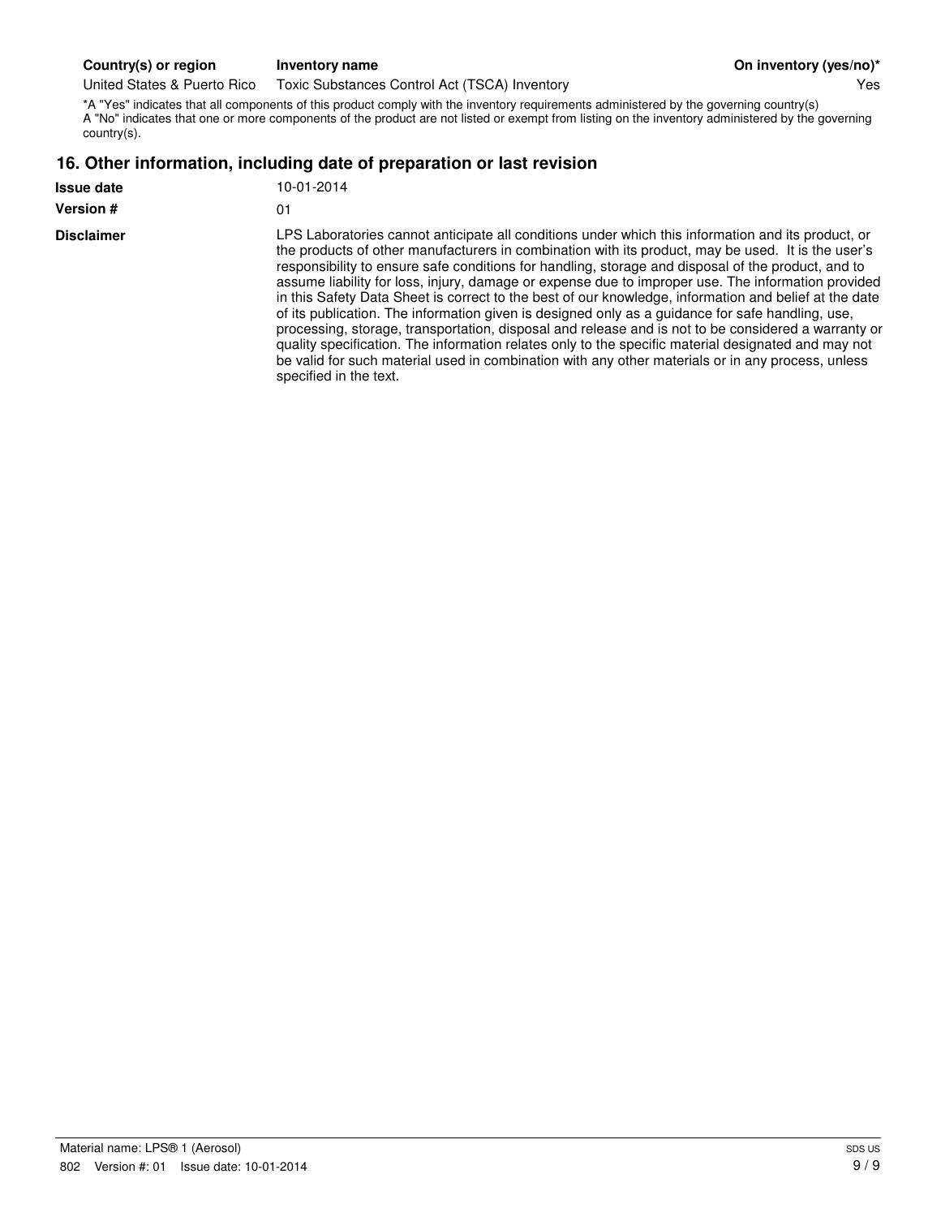| Country(s) or region | Inventory name | On inventory (yes/no)* |
|---|---|---|
| United States & Puerto Rico | Toxic Substances Control Act (TSCA) Inventory | Yes |

*A "Yes" indicates that all components of this product comply with the inventory requirements administered by the governing country(s)
A "No" indicates that one or more components of the product are not listed or exempt from listing on the inventory administered by the governing country(s).

## 16. Other information, including date of preparation or last revision

**Issue date** 10-01-2014

**Version #** 01

**Disclaimer** LPS Laboratories cannot anticipate all conditions under which this information and its product, or the products of other manufacturers in combination with its product, may be used. It is the user's responsibility to ensure safe conditions for handling, storage and disposal of the product, and to assume liability for loss, injury, damage or expense due to improper use. The information provided in this Safety Data Sheet is correct to the best of our knowledge, information and belief at the date of its publication. The information given is designed only as a guidance for safe handling, use, processing, storage, transportation, disposal and release and is not to be considered a warranty or quality specification. The information relates only to the specific material designated and may not be valid for such material used in combination with any other materials or in any process, unless specified in the text.